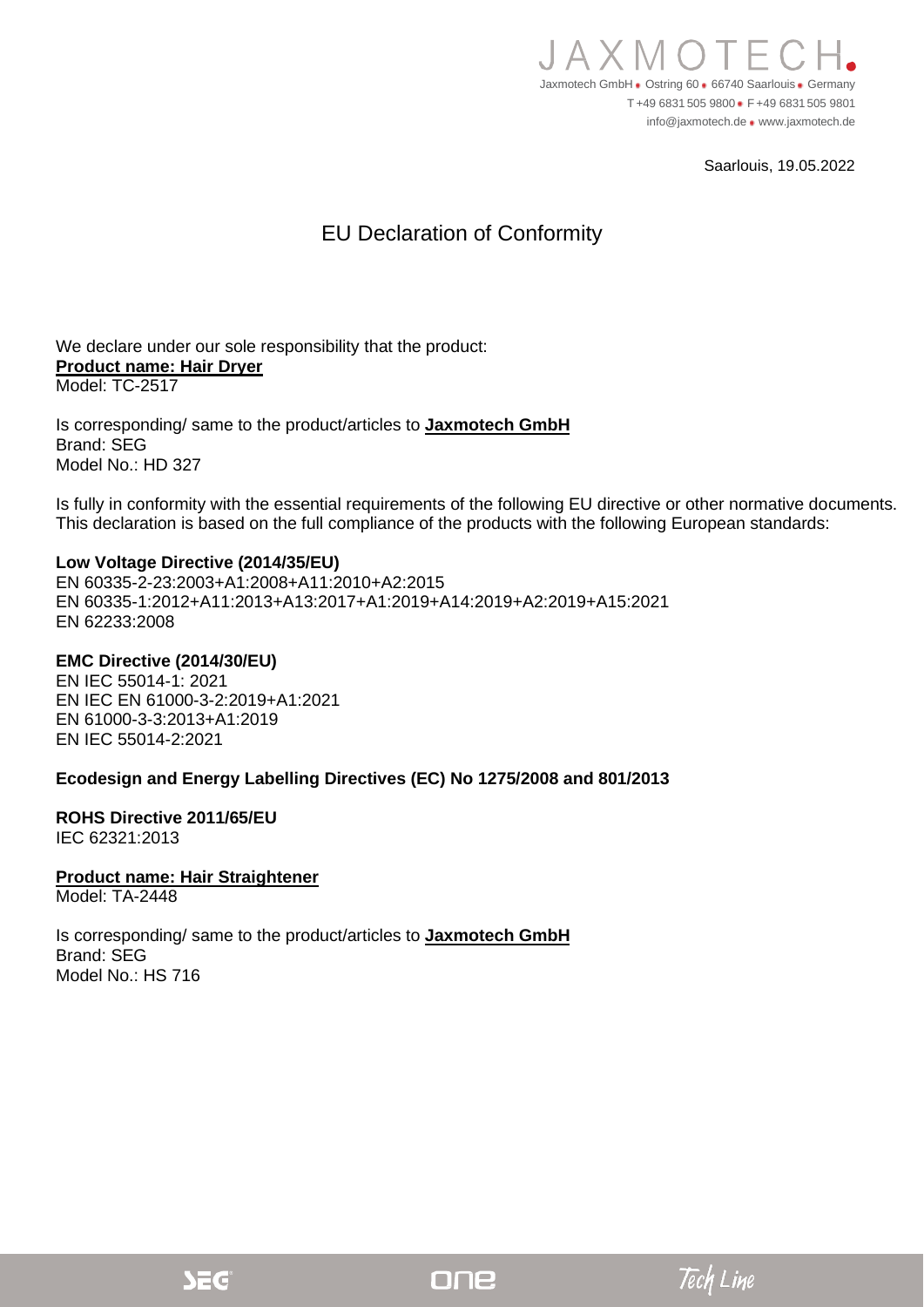JAXMOTECH

Jaxmotech GmbH • Ostring 60 • 66740 Saarlouis • Germany
T +49 6831 505 9800 • F +49 6831 505 9801
info@jaxmotech.de • www.jaxmotech.de

Saarlouis, 19.05.2022

# EU Declaration of Conformity

We declare under our sole responsibility that the product:
**Product name: Hair Dryer**
Model: TC-2517

Is corresponding/ same to the product/articles to **Jaxmotech GmbH**
Brand: SEG
Model No.: HD 327

Is fully in conformity with the essential requirements of the following EU directive or other normative documents.
This declaration is based on the full compliance of the products with the following European standards:

**Low Voltage Directive (2014/35/EU)**
EN 60335-2-23:2003+A1:2008+A11:2010+A2:2015
EN 60335-1:2012+A11:2013+A13:2017+A1:2019+A14:2019+A2:2019+A15:2021
EN 62233:2008

**EMC Directive (2014/30/EU)**
EN IEC 55014-1: 2021
EN IEC EN 61000-3-2:2019+A1:2021
EN 61000-3-3:2013+A1:2019
EN IEC 55014-2:2021

**Ecodesign and Energy Labelling Directives (EC) No 1275/2008 and 801/2013**

**ROHS Directive 2011/65/EU**
IEC 62321:2013

**Product name: Hair Straightener**
Model: TA-2448

Is corresponding/ same to the product/articles to **Jaxmotech GmbH**
Brand: SEG
Model No.: HS 716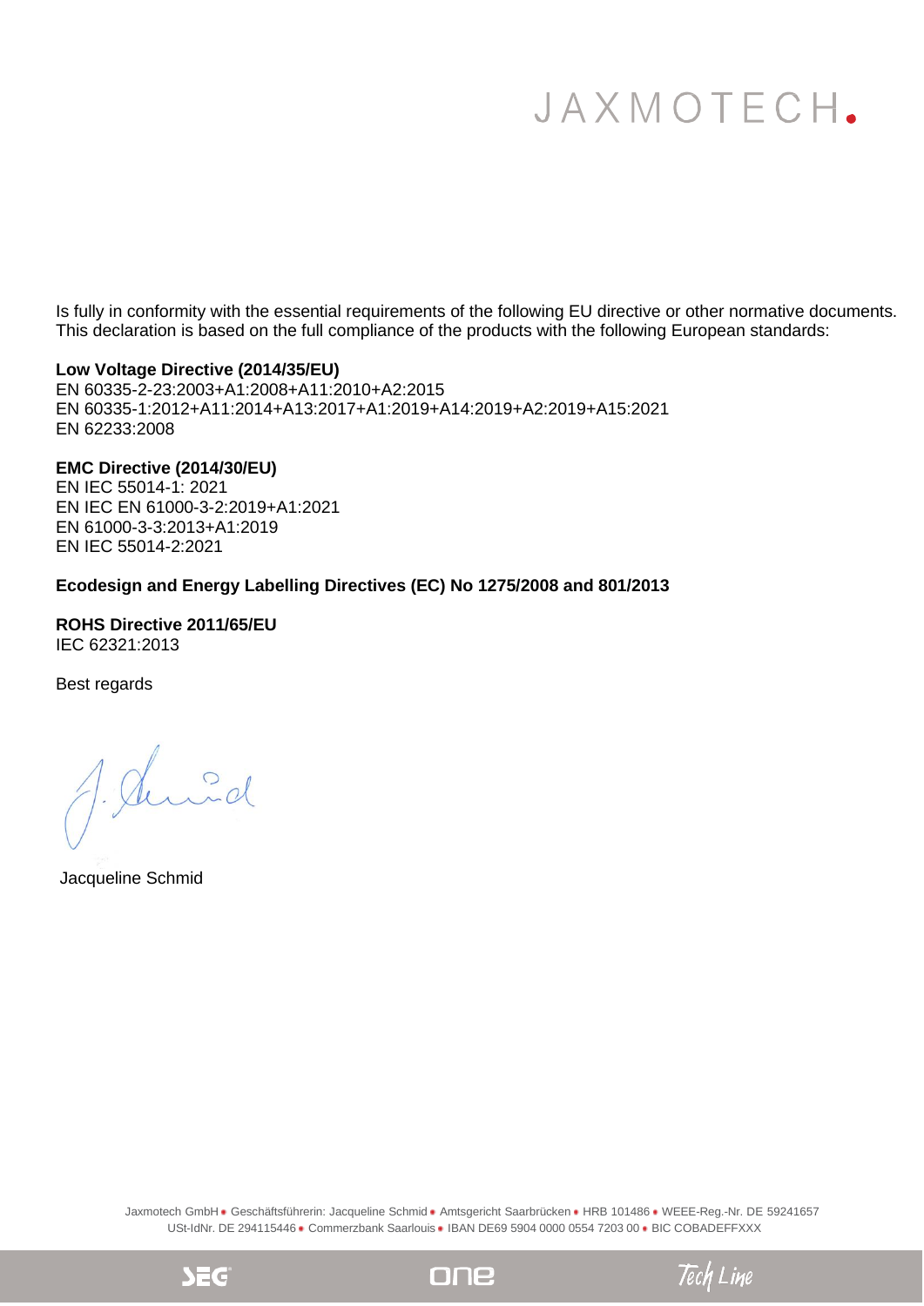Is fully in conformity with the essential requirements of the following EU directive or other normative documents. This declaration is based on the full compliance of the products with the following European standards:

**Low Voltage Directive (2014/35/EU)**
EN 60335-2-23:2003+A1:2008+A11:2010+A2:2015
EN 60335-1:2012+A11:2014+A13:2017+A1:2019+A14:2019+A2:2019+A15:2021
EN 62233:2008

**EMC Directive (2014/30/EU)**
EN IEC 55014-1: 2021
EN IEC EN 61000-3-2:2019+A1:2021
EN 61000-3-3:2013+A1:2019
EN IEC 55014-2:2021

**Ecodesign and Energy Labelling Directives (EC) No 1275/2008 and 801/2013**

**ROHS Directive 2011/65/EU**
IEC 62321:2013

Best regards

Jacqueline Schmid

Jaxmotech GmbH • Geschäftsführerin: Jacqueline Schmid • Amtsgericht Saarbrücken • HRB 101486 • WEEE-Reg.-Nr. DE 59241657
USt-IdNr. DE 294115446 • Commerzbank Saarlouis • IBAN DE69 5904 0000 0554 7203 00 • BIC COBADEFFXXX